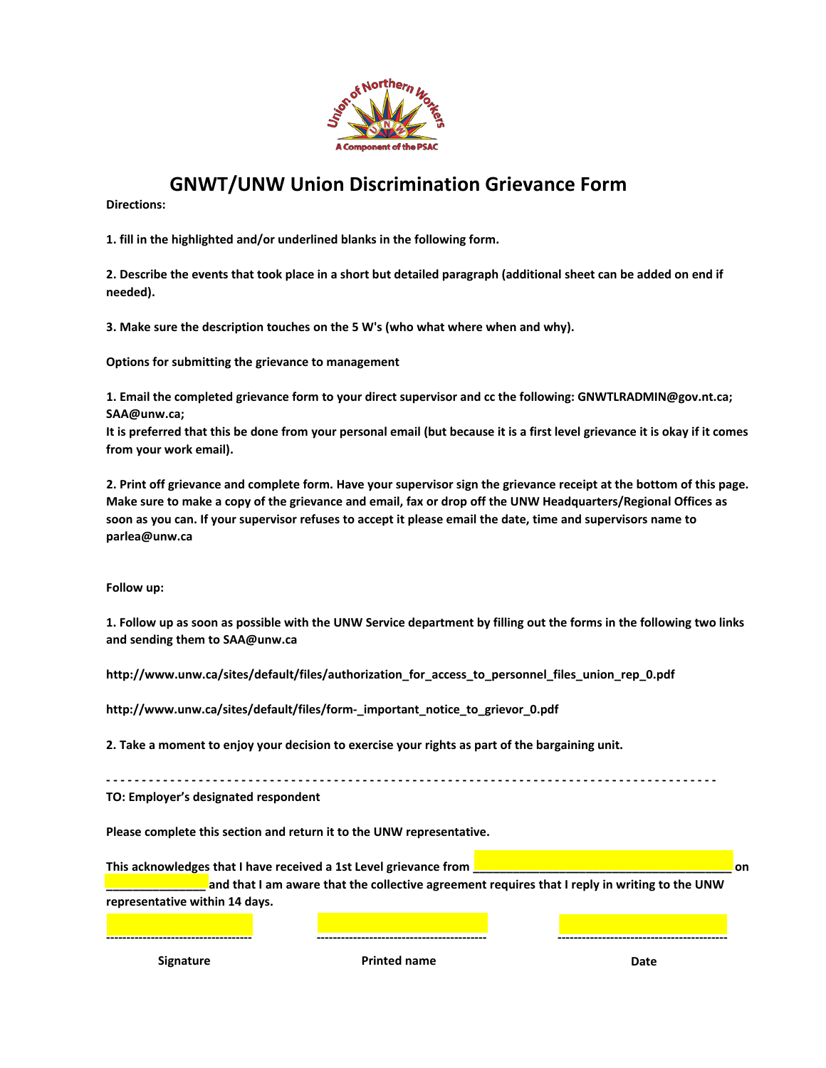# GNWT/UNW Union Discrimination Grievance Form

**Directions:**

**1. fill in the highlighted and/or underlined blanks in the following form.**

**2. Describe the events that took place in a short but detailed paragraph (additional sheet can be added on end if needed).**

**3. Make sure the description touches on the 5 W's (who what where when and why).**

**Options for submitting the grievance to management**

**1. Email the completed grievance form to your direct supervisor and cc the following: GNWTLRADMIN@gov.nt.ca; SAA@unw.ca;**
**It is preferred that this be done from your personal email (but because it is a first level grievance it is okay if it comes from your work email).**

**2. Print off grievance and complete form. Have your supervisor sign the grievance receipt at the bottom of this page. Make sure to make a copy of the grievance and email, fax or drop off the UNW Headquarters/Regional Offices as soon as you can. If your supervisor refuses to accept it please email the date, time and supervisors name to parlea@unw.ca**

**Follow up:**

**1. Follow up as soon as possible with the UNW Service department by filling out the forms in the following two links and sending them to SAA@unw.ca**

**http://www.unw.ca/sites/default/files/authorization_for_access_to_personnel_files_union_rep_0.pdf**

**http://www.unw.ca/sites/default/files/form-_important_notice_to_grievor_0.pdf**

**2. Take a moment to enjoy your decision to exercise your rights as part of the bargaining unit.**

- - - - - - - - - - - - - - - - - - - - - - - - - - - - - - - - - - - - - - - - - - - - - - - - - - - - - - - - - - - - - - - - - - - - -

**TO: Employer's designated respondent**

**Please complete this section and return it to the UNW representative.**

**This acknowledges that I have received a 1st Level grievance from ________________________________________ on _______________ and that I am aware that the collective agreement requires that I reply in writing to the UNW representative within 14 days.**

| | | |
|---|---|---|
| ------------------------------------ | ------------------------------------------ | ------------------------------------------ |
| **Signature** | **Printed name** | **Date** |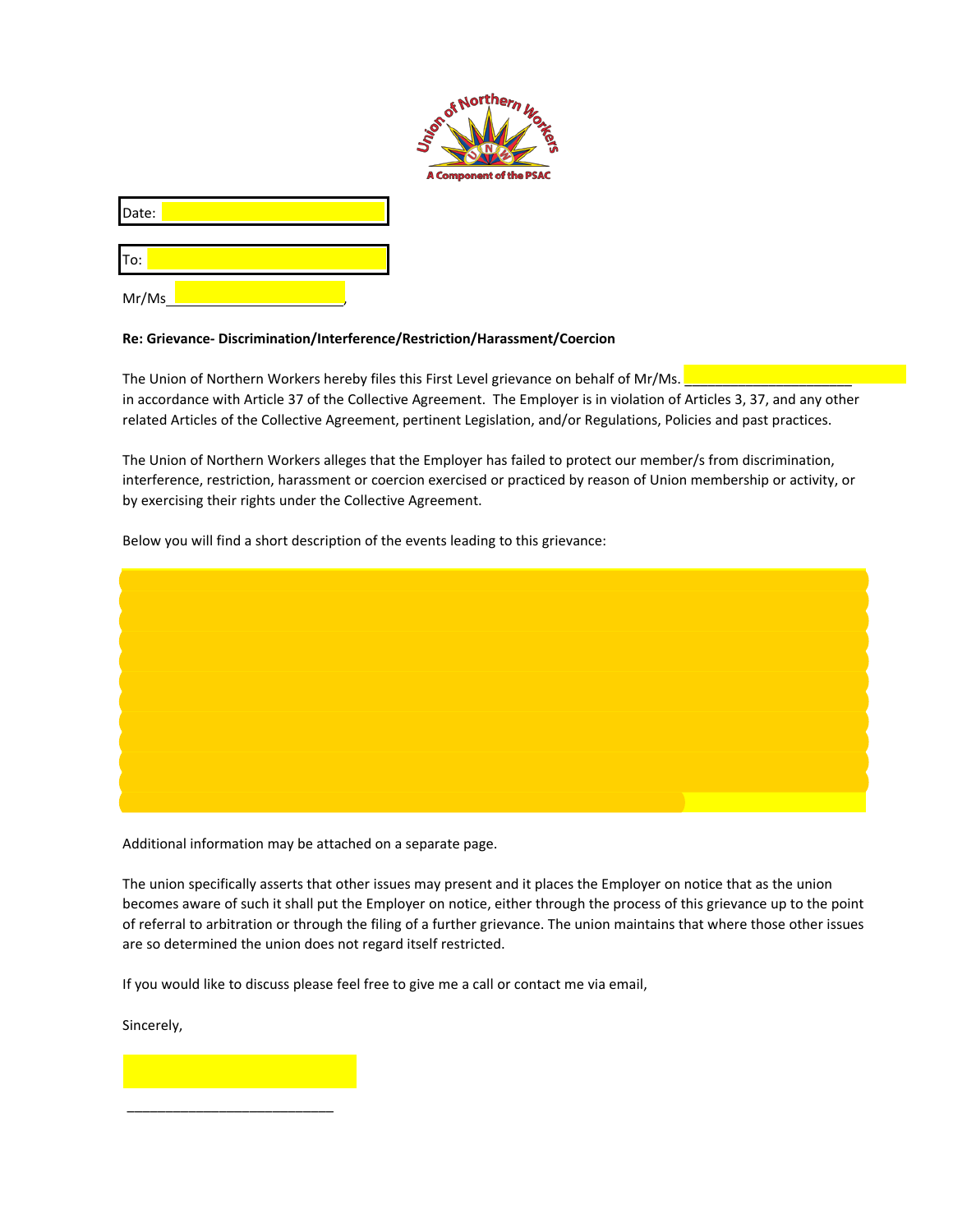Union of Northern Workers
A Component of the PSAC

Date:

To:

Mr/Ms________________________,

**Re: Grievance- Discrimination/Interference/Restriction/Harassment/Coercion**

The Union of Northern Workers hereby files this First Level grievance on behalf of Mr/Ms. ______________________ in accordance with Article 37 of the Collective Agreement. The Employer is in violation of Articles 3, 37, and any other related Articles of the Collective Agreement, pertinent Legislation, and/or Regulations, Policies and past practices.

The Union of Northern Workers alleges that the Employer has failed to protect our member/s from discrimination, interference, restriction, harassment or coercion exercised or practiced by reason of Union membership or activity, or by exercising their rights under the Collective Agreement.

Below you will find a short description of the events leading to this grievance:

Additional information may be attached on a separate page.

The union specifically asserts that other issues may present and it places the Employer on notice that as the union becomes aware of such it shall put the Employer on notice, either through the process of this grievance up to the point of referral to arbitration or through the filing of a further grievance. The union maintains that where those other issues are so determined the union does not regard itself restricted.

If you would like to discuss please feel free to give me a call or contact me via email,

Sincerely,

___________________________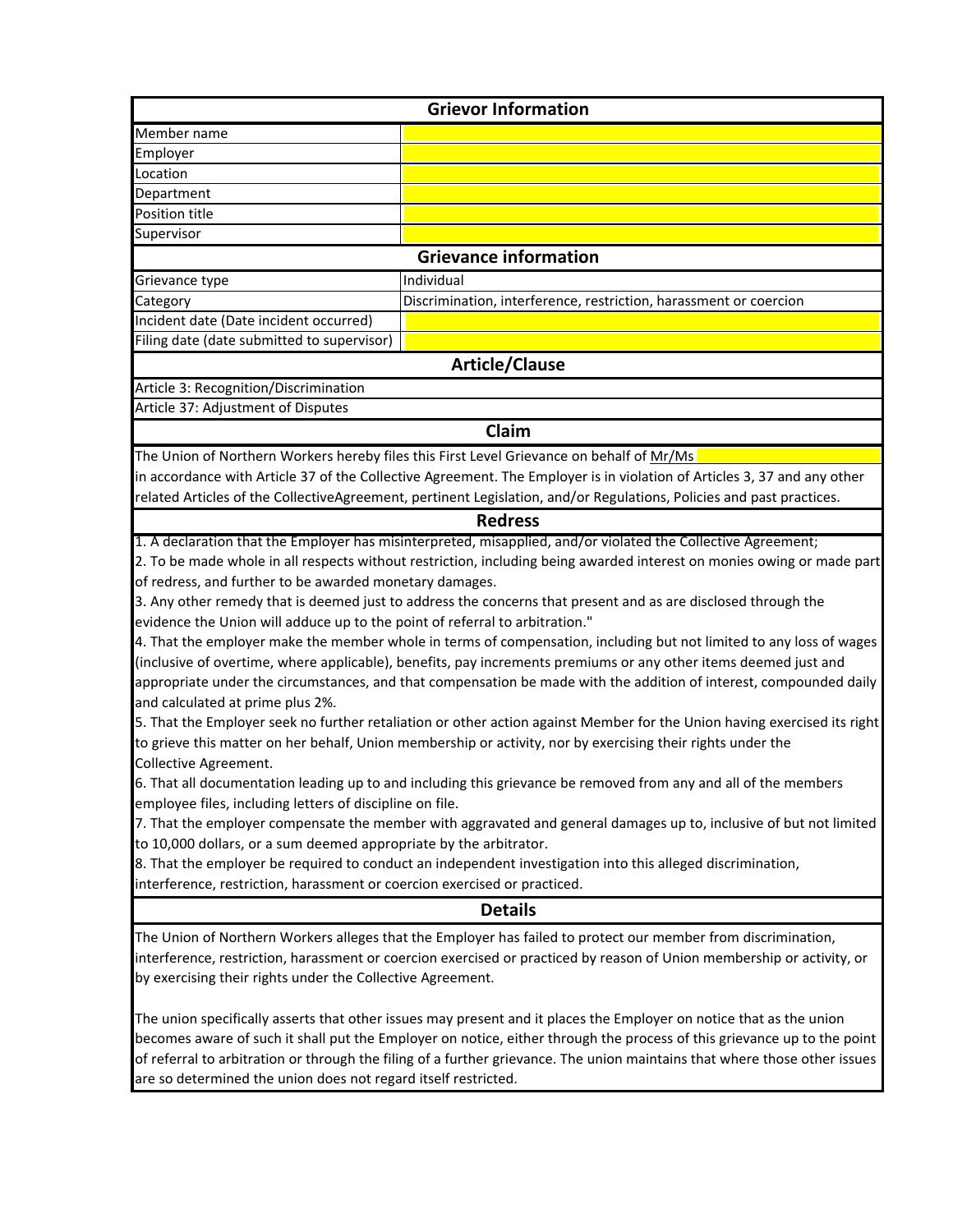| Grievor Information | |
|---|---|
| Member name | |
| Employer | |
| Location | |
| Department | |
| Position title | |
| Supervisor | |

| Grievance information | |
|---|---|
| Grievance type | Individual |
| Category | Discrimination, interference, restriction, harassment or coercion |
| Incident date (Date incident occurred) | |
| Filing date (date submitted to supervisor) | |

## Article/Clause

Article 3: Recognition/Discrimination

Article 37: Adjustment of Disputes

## Claim

The Union of Northern Workers hereby files this First Level Grievance on behalf of Mr/Ms
in accordance with Article 37 of the Collective Agreement. The Employer is in violation of Articles 3, 37 and any other related Articles of the CollectiveAgreement, pertinent Legislation, and/or Regulations, Policies and past practices.

## Redress

1. A declaration that the Employer has misinterpreted, misapplied, and/or violated the Collective Agreement;
2. To be made whole in all respects without restriction, including being awarded interest on monies owing or made part of redress, and further to be awarded monetary damages.
3. Any other remedy that is deemed just to address the concerns that present and as are disclosed through the evidence the Union will adduce up to the point of referral to arbitration."
4. That the employer make the member whole in terms of compensation, including but not limited to any loss of wages (inclusive of overtime, where applicable), benefits, pay increments premiums or any other items deemed just and appropriate under the circumstances, and that compensation be made with the addition of interest, compounded daily and calculated at prime plus 2%.
5. That the Employer seek no further retaliation or other action against Member for the Union having exercised its right to grieve this matter on her behalf, Union membership or activity, nor by exercising their rights under the Collective Agreement.
6. That all documentation leading up to and including this grievance be removed from any and all of the members employee files, including letters of discipline on file.
7. That the employer compensate the member with aggravated and general damages up to, inclusive of but not limited to 10,000 dollars, or a sum deemed appropriate by the arbitrator.
8. That the employer be required to conduct an independent investigation into this alleged discrimination, interference, restriction, harassment or coercion exercised or practiced.

## Details

The Union of Northern Workers alleges that the Employer has failed to protect our member from discrimination, interference, restriction, harassment or coercion exercised or practiced by reason of Union membership or activity, or by exercising their rights under the Collective Agreement.

The union specifically asserts that other issues may present and it places the Employer on notice that as the union becomes aware of such it shall put the Employer on notice, either through the process of this grievance up to the point of referral to arbitration or through the filing of a further grievance. The union maintains that where those other issues are so determined the union does not regard itself restricted.